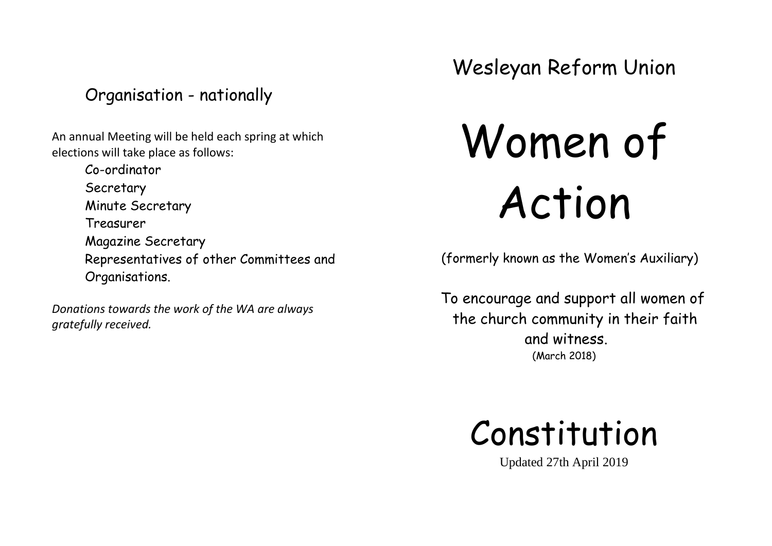## Organisation - nationally

An annual Meeting will be held each spring at which elections will take place as follows:

- Co-ordinator
- Secretary
- Minute Secretary
- Treasurer
- Magazine Secretary
- Representatives of other Committees and Organisations.

*Donations towards the work of the WA are always gratefully received.*

Wesleyan Reform Union

# Women of Action

(formerly known as the Women's Auxiliary)

To encourage and support all women of the church community in their faith and witness.

(March 2018)

# Constitution

Updated 27th April 2019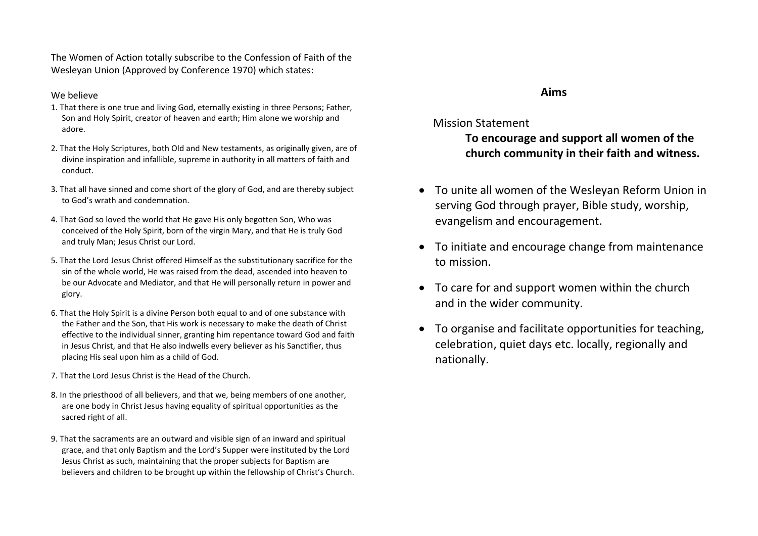The Women of Action totally subscribe to the Confession of Faith of the Wesleyan Union (Approved by Conference 1970) which states:

We believe

1. That there is one true and living God, eternally existing in three Persons; Father, Son and Holy Spirit, creator of heaven and earth; Him alone we worship and adore.
2. That the Holy Scriptures, both Old and New testaments, as originally given, are of divine inspiration and infallible, supreme in authority in all matters of faith and conduct.
3. That all have sinned and come short of the glory of God, and are thereby subject to God's wrath and condemnation.
4. That God so loved the world that He gave His only begotten Son, Who was conceived of the Holy Spirit, born of the virgin Mary, and that He is truly God and truly Man; Jesus Christ our Lord.
5. That the Lord Jesus Christ offered Himself as the substitutionary sacrifice for the sin of the whole world, He was raised from the dead, ascended into heaven to be our Advocate and Mediator, and that He will personally return in power and glory.
6. That the Holy Spirit is a divine Person both equal to and of one substance with the Father and the Son, that His work is necessary to make the death of Christ effective to the individual sinner, granting him repentance toward God and faith in Jesus Christ, and that He also indwells every believer as his Sanctifier, thus placing His seal upon him as a child of God.
7. That the Lord Jesus Christ is the Head of the Church.
8. In the priesthood of all believers, and that we, being members of one another, are one body in Christ Jesus having equality of spiritual opportunities as the sacred right of all.
9. That the sacraments are an outward and visible sign of an inward and spiritual grace, and that only Baptism and the Lord's Supper were instituted by the Lord Jesus Christ as such, maintaining that the proper subjects for Baptism are believers and children to be brought up within the fellowship of Christ's Church.

## Aims

Mission Statement

**To encourage and support all women of the church community in their faith and witness.**

- To unite all women of the Wesleyan Reform Union in serving God through prayer, Bible study, worship, evangelism and encouragement.
- To initiate and encourage change from maintenance to mission.
- To care for and support women within the church and in the wider community.
- To organise and facilitate opportunities for teaching, celebration, quiet days etc. locally, regionally and nationally.